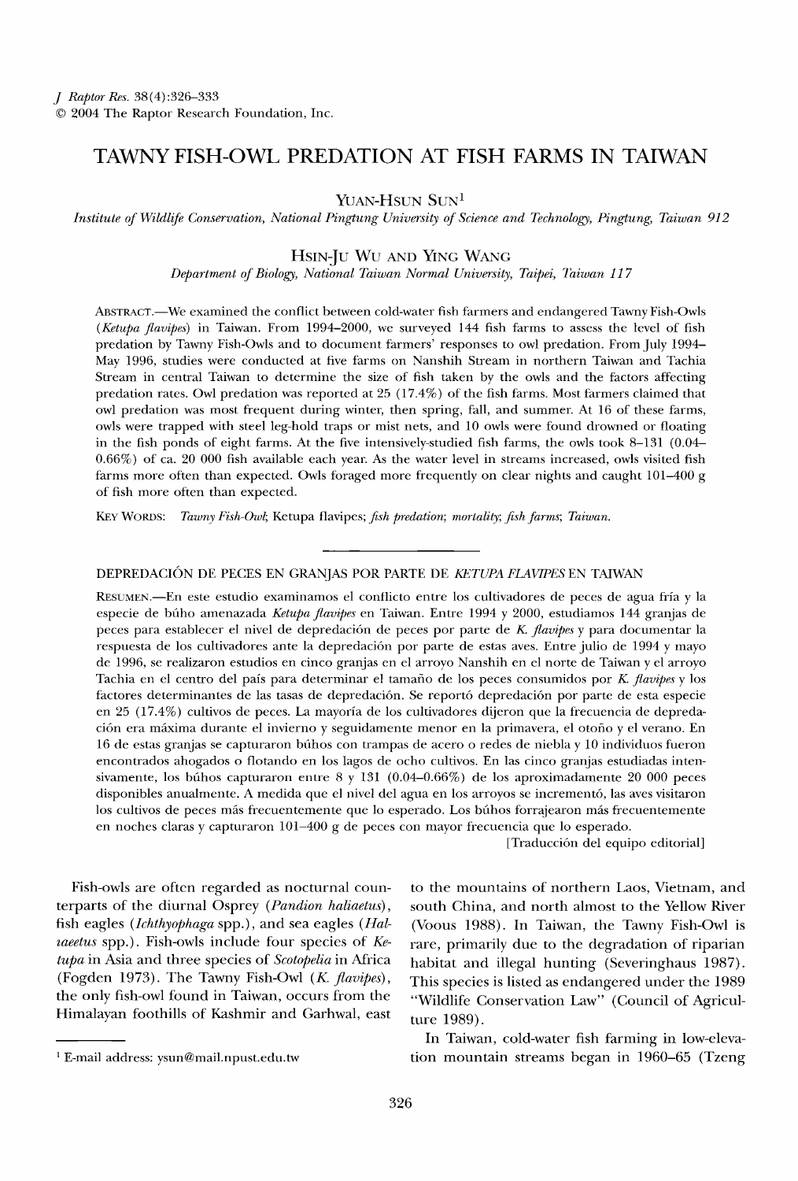# TAWNY FISH-OWL PREDATION AT FISH FARMS IN TAIWAN

YUAN-HSUN SUN[1]

*Institute of Wildlife Conservation, National Pingtung University of Science and Technology, Pingtung, Taiwan 912*

HSIN-JU WU AND YING WANG

*Department of Biology, National Taiwan Normal University, Taipei, Taiwan 117*

ABSTRACT.—We examined the conflict between cold-water fish farmers and endangered Tawny Fish-Owls (*Ketupa flavipes*) in Taiwan. From 1994–2000, we surveyed 144 fish farms to assess the level of fish predation by Tawny Fish-Owls and to document farmers' responses to owl predation. From July 1994–May 1996, studies were conducted at five farms on Nanshih Stream in northern Taiwan and Tachia Stream in central Taiwan to determine the size of fish taken by the owls and the factors affecting predation rates. Owl predation was reported at 25 (17.4%) of the fish farms. Most farmers claimed that owl predation was most frequent during winter, then spring, fall, and summer. At 16 of these farms, owls were trapped with steel leg-hold traps or mist nets, and 10 owls were found drowned or floating in the fish ponds of eight farms. At the five intensively-studied fish farms, the owls took 8–131 (0.04–0.66%) of ca. 20 000 fish available each year. As the water level in streams increased, owls visited fish farms more often than expected. Owls foraged more frequently on clear nights and caught 101–400 g of fish more often than expected.

KEY WORDS: *Tawny Fish-Owl*; Ketupa flavipes; *fish predation*; *mortality*; *fish farms*; *Taiwan*.

---

DEPREDACIÓN DE PECES EN GRANJAS POR PARTE DE *KETUPA FLAVIPES* EN TAIWAN

RESUMEN.—En este estudio examinamos el conflicto entre los cultivadores de peces de agua fría y la especie de búho amenazada *Ketupa flavipes* en Taiwan. Entre 1994 y 2000, estudiamos 144 granjas de peces para establecer el nivel de depredación de peces por parte de *K. flavipes* y para documentar la respuesta de los cultivadores ante la depredación por parte de estas aves. Entre julio de 1994 y mayo de 1996, se realizaron estudios en cinco granjas en el arroyo Nanshih en el norte de Taiwan y el arroyo Tachia en el centro del país para determinar el tamaño de los peces consumidos por *K. flavipes* y los factores determinantes de las tasas de depredación. Se reportó depredación por parte de esta especie en 25 (17.4%) cultivos de peces. La mayoría de los cultivadores dijeron que la frecuencia de depredación era máxima durante el invierno y seguidamente menor en la primavera, el otoño y el verano. En 16 de estas granjas se capturaron búhos con trampas de acero o redes de niebla y 10 individuos fueron encontrados ahogados o flotando en los lagos de ocho cultivos. En las cinco granjas estudiadas intensivamente, los búhos capturaron entre 8 y 131 (0.04–0.66%) de los aproximadamente 20 000 peces disponibles anualmente. A medida que el nivel del agua en los arroyos se incrementó, las aves visitaron los cultivos de peces más frecuentemente que lo esperado. Los búhos forrajearon más frecuentemente en noches claras y capturaron 101–400 g de peces con mayor frecuencia que lo esperado.

[Traducción del equipo editorial]

---

Fish-owls are often regarded as nocturnal counterparts of the diurnal Osprey (*Pandion haliaetus*), fish eagles (*Ichthyophaga* spp.), and sea eagles (*Haliaeetus* spp.). Fish-owls include four species of *Ketupa* in Asia and three species of *Scotopelia* in Africa (Fogden 1973). The Tawny Fish-Owl (*K. flavipes*), the only fish-owl found in Taiwan, occurs from the Himalayan foothills of Kashmir and Garhwal, east to the mountains of northern Laos, Vietnam, and south China, and north almost to the Yellow River (Voous 1988). In Taiwan, the Tawny Fish-Owl is rare, primarily due to the degradation of riparian habitat and illegal hunting (Severinghaus 1987). This species is listed as endangered under the 1989 "Wildlife Conservation Law" (Council of Agriculture 1989).

In Taiwan, cold-water fish farming in low-elevation mountain streams began in 1960–65 (Tzeng

[1] E-mail address: ysun@mail.npust.edu.tw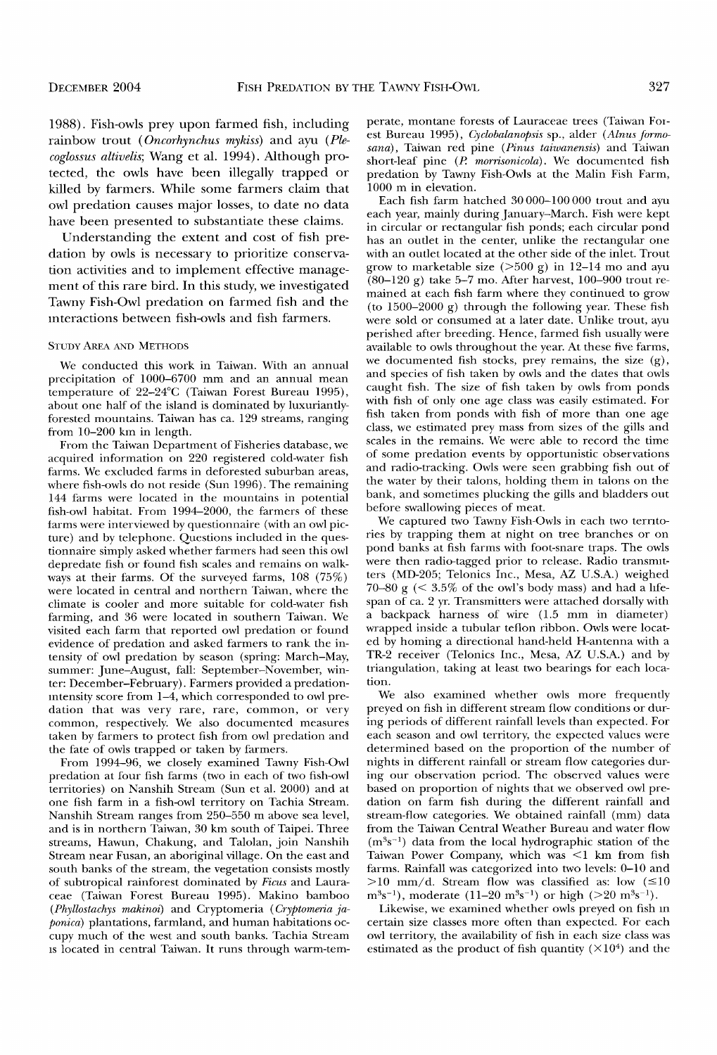1988). Fish-owls prey upon farmed fish, including rainbow trout (*Oncorhynchus mykiss*) and ayu (*Plecoglossus altivelis*; Wang et al. 1994). Although protected, the owls have been illegally trapped or killed by farmers. While some farmers claim that owl predation causes major losses, to date no data have been presented to substantiate these claims.

Understanding the extent and cost of fish predation by owls is necessary to prioritize conservation activities and to implement effective management of this rare bird. In this study, we investigated Tawny Fish-Owl predation on farmed fish and the interactions between fish-owls and fish farmers.

## Study Area and Methods

We conducted this work in Taiwan. With an annual precipitation of 1000–6700 mm and an annual mean temperature of 22–24°C (Taiwan Forest Bureau 1995), about one half of the island is dominated by luxuriantly-forested mountains. Taiwan has ca. 129 streams, ranging from 10–200 km in length.

From the Taiwan Department of Fisheries database, we acquired information on 220 registered cold-water fish farms. We excluded farms in deforested suburban areas, where fish-owls do not reside (Sun 1996). The remaining 144 farms were located in the mountains in potential fish-owl habitat. From 1994–2000, the farmers of these farms were interviewed by questionnaire (with an owl picture) and by telephone. Questions included in the questionnaire simply asked whether farmers had seen this owl depredate fish or found fish scales and remains on walkways at their farms. Of the surveyed farms, 108 (75%) were located in central and northern Taiwan, where the climate is cooler and more suitable for cold-water fish farming, and 36 were located in southern Taiwan. We visited each farm that reported owl predation or found evidence of predation and asked farmers to rank the intensity of owl predation by season (spring: March–May, summer: June–August, fall: September–November, winter: December–February). Farmers provided a predation-intensity score from 1–4, which corresponded to owl predation that was very rare, rare, common, or very common, respectively. We also documented measures taken by farmers to protect fish from owl predation and the fate of owls trapped or taken by farmers.

From 1994–96, we closely examined Tawny Fish-Owl predation at four fish farms (two in each of two fish-owl territories) on Nanshih Stream (Sun et al. 2000) and at one fish farm in a fish-owl territory on Tachia Stream. Nanshih Stream ranges from 250–550 m above sea level, and is in northern Taiwan, 30 km south of Taipei. Three streams, Hawun, Chakung, and Talolan, join Nanshih Stream near Fusan, an aboriginal village. On the east and south banks of the stream, the vegetation consists mostly of subtropical rainforest dominated by *Ficus* and Lauraceae (Taiwan Forest Bureau 1995). Makino bamboo (*Phyllostachys makinoi*) and Cryptomeria (*Cryptomeria japonica*) plantations, farmland, and human habitations occupy much of the west and south banks. Tachia Stream is located in central Taiwan. It runs through warm-temperate, montane forests of Lauraceae trees (Taiwan Forest Bureau 1995), *Cyclobalanopsis* sp., alder (*Alnus formosana*), Taiwan red pine (*Pinus taiwanensis*) and Taiwan short-leaf pine (*P. morrisonicola*). We documented fish predation by Tawny Fish-Owls at the Malin Fish Farm, 1000 m in elevation.

Each fish farm hatched 30 000–100 000 trout and ayu each year, mainly during January–March. Fish were kept in circular or rectangular fish ponds; each circular pond has an outlet in the center, unlike the rectangular one with an outlet located at the other side of the inlet. Trout grow to marketable size (>500 g) in 12–14 mo and ayu (80–120 g) take 5–7 mo. After harvest, 100–900 trout remained at each fish farm where they continued to grow (to 1500–2000 g) through the following year. These fish were sold or consumed at a later date. Unlike trout, ayu perished after breeding. Hence, farmed fish usually were available to owls throughout the year. At these five farms, we documented fish stocks, prey remains, the size (g), and species of fish taken by owls and the dates that owls caught fish. The size of fish taken by owls from ponds with fish of only one age class was easily estimated. For fish taken from ponds with fish of more than one age class, we estimated prey mass from sizes of the gills and scales in the remains. We were able to record the time of some predation events by opportunistic observations and radio-tracking. Owls were seen grabbing fish out of the water by their talons, holding them in talons on the bank, and sometimes plucking the gills and bladders out before swallowing pieces of meat.

We captured two Tawny Fish-Owls in each two territories by trapping them at night on tree branches or on pond banks at fish farms with foot-snare traps. The owls were then radio-tagged prior to release. Radio transmitters (MD-205; Telonics Inc., Mesa, AZ U.S.A.) weighed 70–80 g (< 3.5% of the owl's body mass) and had a lifespan of ca. 2 yr. Transmitters were attached dorsally with a backpack harness of wire (1.5 mm in diameter) wrapped inside a tubular teflon ribbon. Owls were located by homing a directional hand-held H-antenna with a TR-2 receiver (Telonics Inc., Mesa, AZ U.S.A.) and by triangulation, taking at least two bearings for each location.

We also examined whether owls more frequently preyed on fish in different stream flow conditions or during periods of different rainfall levels than expected. For each season and owl territory, the expected values were determined based on the proportion of the number of nights in different rainfall or stream flow categories during our observation period. The observed values were based on proportion of nights that we observed owl predation on farm fish during the different rainfall and stream-flow categories. We obtained rainfall (mm) data from the Taiwan Central Weather Bureau and water flow ($m^3s^{-1}$) data from the local hydrographic station of the Taiwan Power Company, which was <1 km from fish farms. Rainfall was categorized into two levels: 0–10 and >10 mm/d. Stream flow was classified as: low ($\leq 10$ $m^3s^{-1}$), moderate (11–20 $m^3s^{-1}$) or high (>20 $m^3s^{-1}$).

Likewise, we examined whether owls preyed on fish in certain size classes more often than expected. For each owl territory, the availability of fish in each size class was estimated as the product of fish quantity ($\times 10^4$) and the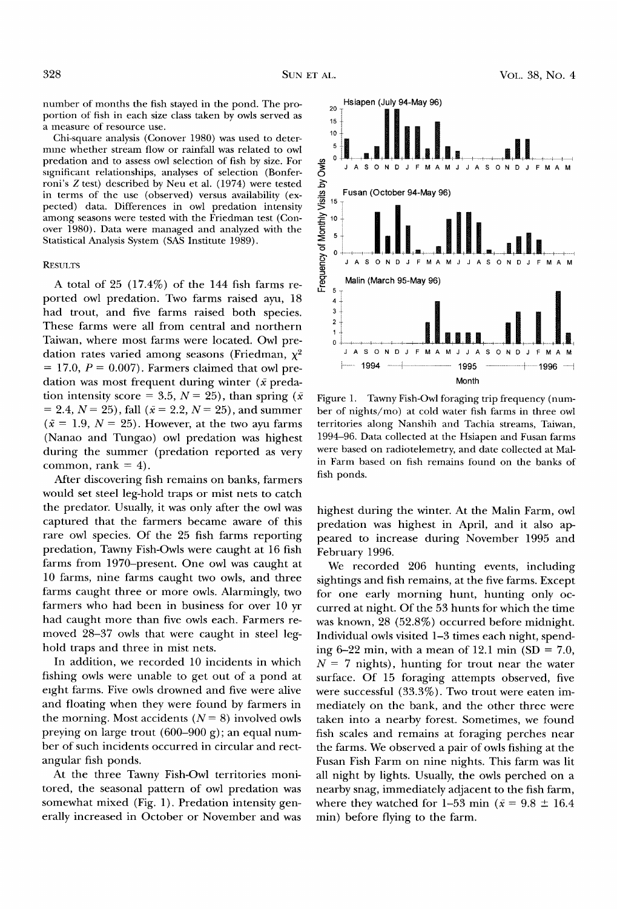number of months the fish stayed in the pond. The proportion of fish in each size class taken by owls served as a measure of resource use.

Chi-square analysis (Conover 1980) was used to determine whether stream flow or rainfall was related to owl predation and to assess owl selection of fish by size. For significant relationships, analyses of selection (Bonferroni's Z test) described by Neu et al. (1974) were tested in terms of the use (observed) versus availability (expected) data. Differences in owl predation intensity among seasons were tested with the Friedman test (Conover 1980). Data were managed and analyzed with the Statistical Analysis System (SAS Institute 1989).

## RESULTS

A total of 25 (17.4%) of the 144 fish farms reported owl predation. Two farms raised ayu, 18 had trout, and five farms raised both species. These farms were all from central and northern Taiwan, where most farms were located. Owl predation rates varied among seasons (Friedman, $\chi^2 = 17.0$, $P = 0.007$). Farmers claimed that owl predation was most frequent during winter ($\bar{x}$ predation intensity score = 3.5, $N = 25$), than spring ($\bar{x} = 2.4$, $N = 25$), fall ($\bar{x} = 2.2$, $N = 25$), and summer ($\bar{x} = 1.9$, $N = 25$). However, at the two ayu farms (Nanao and Tungao) owl predation was highest during the summer (predation reported as very common, rank = 4).

After discovering fish remains on banks, farmers would set steel leg-hold traps or mist nets to catch the predator. Usually, it was only after the owl was captured that the farmers became aware of this rare owl species. Of the 25 fish farms reporting predation, Tawny Fish-Owls were caught at 16 fish farms from 1970–present. One owl was caught at 10 farms, nine farms caught two owls, and three farms caught three or more owls. Alarmingly, two farmers who had been in business for over 10 yr had caught more than five owls each. Farmers removed 28–37 owls that were caught in steel leg-hold traps and three in mist nets.

In addition, we recorded 10 incidents in which fishing owls were unable to get out of a pond at eight farms. Five owls drowned and five were alive and floating when they were found by farmers in the morning. Most accidents ($N = 8$) involved owls preying on large trout (600–900 g); an equal number of such incidents occurred in circular and rectangular fish ponds.

At the three Tawny Fish-Owl territories monitored, the seasonal pattern of owl predation was somewhat mixed (Fig. 1). Predation intensity generally increased in October or November and was highest during the winter. At the Malin Farm, owl predation was highest in April, and it also appeared to increase during November 1995 and February 1996.

Figure 1. Tawny Fish-Owl foraging trip frequency (number of nights/mo) at cold water fish farms in three owl territories along Nanshih and Tachia streams, Taiwan, 1994–96. Data collected at the Hsiapen and Fusan farms were based on radiotelemetry, and date collected at Malin Farm based on fish remains found on the banks of fish ponds.

We recorded 206 hunting events, including sightings and fish remains, at the five farms. Except for one early morning hunt, hunting only occurred at night. Of the 53 hunts for which the time was known, 28 (52.8%) occurred before midnight. Individual owls visited 1–3 times each night, spending 6–22 min, with a mean of 12.1 min (SD = 7.0, $N = 7$ nights), hunting for trout near the water surface. Of 15 foraging attempts observed, five were successful (33.3%). Two trout were eaten immediately on the bank, and the other three were taken into a nearby forest. Sometimes, we found fish scales and remains at foraging perches near the farms. We observed a pair of owls fishing at the Fusan Fish Farm on nine nights. This farm was lit all night by lights. Usually, the owls perched on a nearby snag, immediately adjacent to the fish farm, where they watched for 1–53 min ($\bar{x} = 9.8 \pm 16.4$ min) before flying to the farm.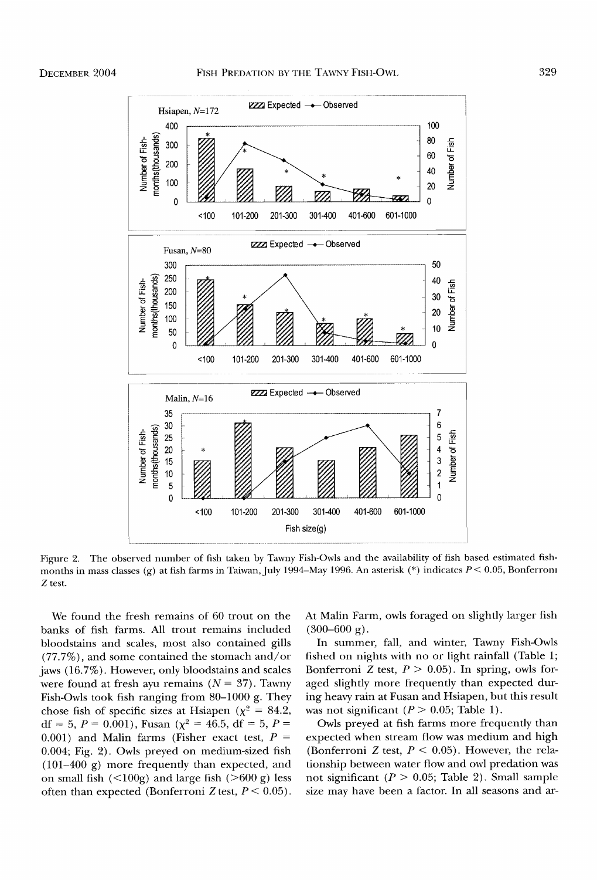Figure 2. The observed number of fish taken by Tawny Fish-Owls and the availability of fish based estimated fish-months in mass classes (g) at fish farms in Taiwan, July 1994–May 1996. An asterisk (*) indicates $P < 0.05$, Bonferroni $Z$ test.

We found the fresh remains of 60 trout on the banks of fish farms. All trout remains included bloodstains and scales, most also contained gills (77.7%), and some contained the stomach and/or jaws (16.7%). However, only bloodstains and scales were found at fresh ayu remains ($N = 37$). Tawny Fish-Owls took fish ranging from 80–1000 g. They chose fish of specific sizes at Hsiapen ($\chi^2 = 84.2$, df = 5, $P = 0.001$), Fusan ($\chi^2 = 46.5$, df = 5, $P = 0.001$) and Malin farms (Fisher exact test, $P = 0.004$; Fig. 2). Owls preyed on medium-sized fish (101–400 g) more frequently than expected, and on small fish (<100g) and large fish (>600 g) less often than expected (Bonferroni $Z$ test, $P < 0.05$). At Malin Farm, owls foraged on slightly larger fish (300–600 g).

In summer, fall, and winter, Tawny Fish-Owls fished on nights with no or light rainfall (Table 1; Bonferroni $Z$ test, $P > 0.05$). In spring, owls foraged slightly more frequently than expected during heavy rain at Fusan and Hsiapen, but this result was not significant ($P > 0.05$; Table 1).

Owls preyed at fish farms more frequently than expected when stream flow was medium and high (Bonferroni $Z$ test, $P < 0.05$). However, the relationship between water flow and owl predation was not significant ($P > 0.05$; Table 2). Small sample size may have been a factor. In all seasons and ar-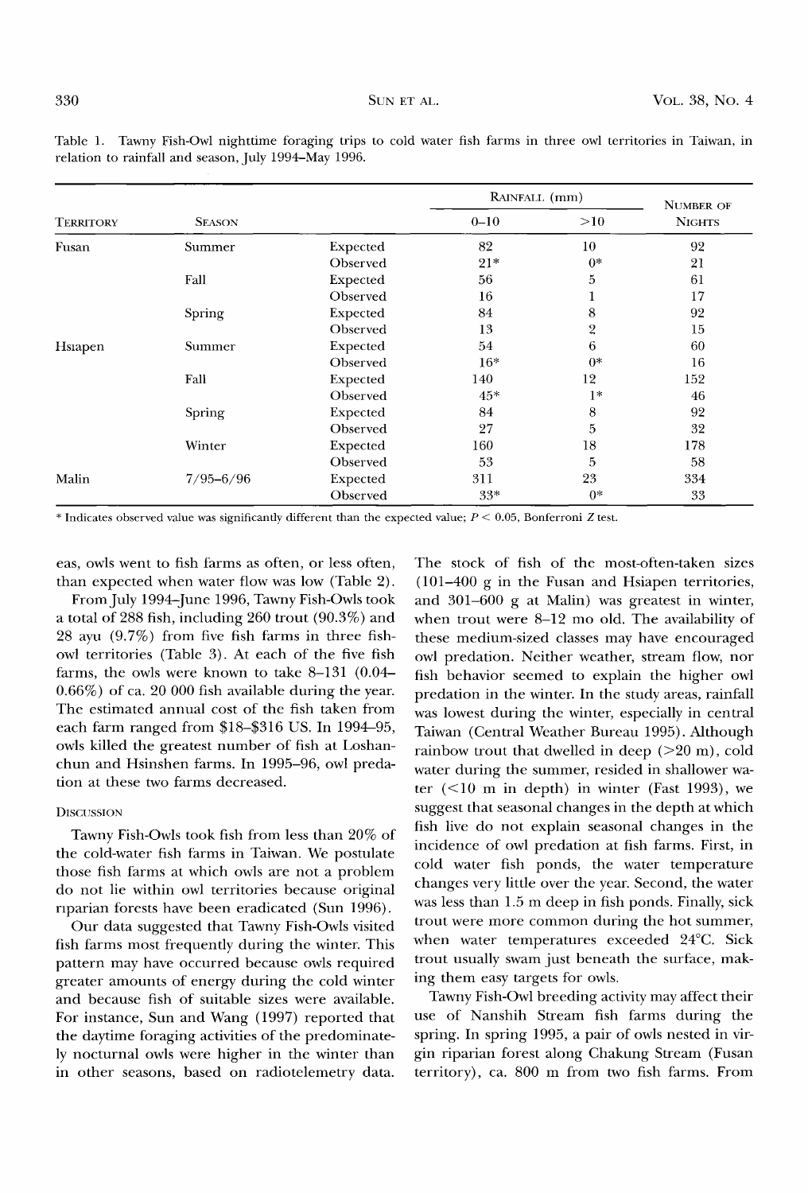Table 1. Tawny Fish-Owl nighttime foraging trips to cold water fish farms in three owl territories in Taiwan, in relation to rainfall and season, July 1994–May 1996.

| Territory | Season | | Rainfall (mm) | | Number of Nights |
|---|---|---|---|---|---|
| | | | 0–10 | >10 | |
| Fusan | Summer | Expected | 82 | 10 | 92 |
| | | Observed | 21* | 0* | 21 |
| | Fall | Expected | 56 | 5 | 61 |
| | | Observed | 16 | 1 | 17 |
| | Spring | Expected | 84 | 8 | 92 |
| | | Observed | 13 | 2 | 15 |
| Hsiapen | Summer | Expected | 54 | 6 | 60 |
| | | Observed | 16* | 0* | 16 |
| | Fall | Expected | 140 | 12 | 152 |
| | | Observed | 45* | 1* | 46 |
| | Spring | Expected | 84 | 8 | 92 |
| | | Observed | 27 | 5 | 32 |
| | Winter | Expected | 160 | 18 | 178 |
| | | Observed | 53 | 5 | 58 |
| Malin | 7/95–6/96 | Expected | 311 | 23 | 334 |
| | | Observed | 33* | 0* | 33 |

* Indicates observed value was significantly different than the expected value; $P < 0.05$, Bonferroni Z test.

eas, owls went to fish farms as often, or less often, than expected when water flow was low (Table 2).

From July 1994–June 1996, Tawny Fish-Owls took a total of 288 fish, including 260 trout (90.3%) and 28 ayu (9.7%) from five fish farms in three fish-owl territories (Table 3). At each of the five fish farms, the owls were known to take 8–131 (0.04–0.66%) of ca. 20 000 fish available during the year. The estimated annual cost of the fish taken from each farm ranged from \$18–\$316 US. In 1994–95, owls killed the greatest number of fish at Loshanchun and Hsinshen farms. In 1995–96, owl predation at these two farms decreased.

## Discussion

Tawny Fish-Owls took fish from less than 20% of the cold-water fish farms in Taiwan. We postulate those fish farms at which owls are not a problem do not lie within owl territories because original riparian forests have been eradicated (Sun 1996).

Our data suggested that Tawny Fish-Owls visited fish farms most frequently during the winter. This pattern may have occurred because owls required greater amounts of energy during the cold winter and because fish of suitable sizes were available. For instance, Sun and Wang (1997) reported that the daytime foraging activities of the predominately nocturnal owls were higher in the winter than in other seasons, based on radiotelemetry data. The stock of fish of the most-often-taken sizes (101–400 g in the Fusan and Hsiapen territories, and 301–600 g at Malin) was greatest in winter, when trout were 8–12 mo old. The availability of these medium-sized classes may have encouraged owl predation. Neither weather, stream flow, nor fish behavior seemed to explain the higher owl predation in the winter. In the study areas, rainfall was lowest during the winter, especially in central Taiwan (Central Weather Bureau 1995). Although rainbow trout that dwelled in deep (>20 m), cold water during the summer, resided in shallower water (<10 m in depth) in winter (Fast 1993), we suggest that seasonal changes in the depth at which fish live do not explain seasonal changes in the incidence of owl predation at fish farms. First, in cold water fish ponds, the water temperature changes very little over the year. Second, the water was less than 1.5 m deep in fish ponds. Finally, sick trout were more common during the hot summer, when water temperatures exceeded 24°C. Sick trout usually swam just beneath the surface, making them easy targets for owls.

Tawny Fish-Owl breeding activity may affect their use of Nanshih Stream fish farms during the spring. In spring 1995, a pair of owls nested in virgin riparian forest along Chakung Stream (Fusan territory), ca. 800 m from two fish farms. From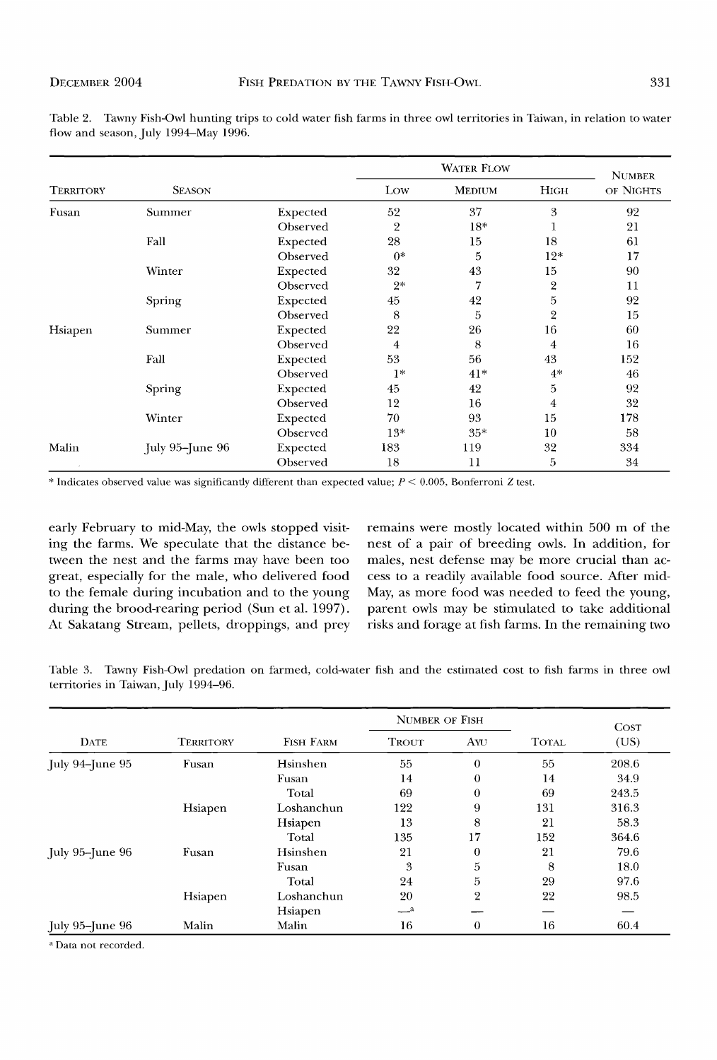Table 2. Tawny Fish-Owl hunting trips to cold water fish farms in three owl territories in Taiwan, in relation to water flow and season, July 1994–May 1996.

| Territory | Season | | Water Flow | | | Number of Nights |
|---|---|---|---|---|---|---|
| | | | Low | Medium | High | |
| Fusan | Summer | Expected | 52 | 37 | 3 | 92 |
| | | Observed | 2 | 18* | 1 | 21 |
| | Fall | Expected | 28 | 15 | 18 | 61 |
| | | Observed | 0* | 5 | 12* | 17 |
| | Winter | Expected | 32 | 43 | 15 | 90 |
| | | Observed | 2* | 7 | 2 | 11 |
| | Spring | Expected | 45 | 42 | 5 | 92 |
| | | Observed | 8 | 5 | 2 | 15 |
| Hsiapen | Summer | Expected | 22 | 26 | 16 | 60 |
| | | Observed | 4 | 8 | 4 | 16 |
| | Fall | Expected | 53 | 56 | 43 | 152 |
| | | Observed | 1* | 41* | 4* | 46 |
| | Spring | Expected | 45 | 42 | 5 | 92 |
| | | Observed | 12 | 16 | 4 | 32 |
| | Winter | Expected | 70 | 93 | 15 | 178 |
| | | Observed | 13* | 35* | 10 | 58 |
| Malin | July 95–June 96 | Expected | 183 | 119 | 32 | 334 |
| | | Observed | 18 | 11 | 5 | 34 |

* Indicates observed value was significantly different than expected value; $P < 0.005$, Bonferroni $Z$ test.

early February to mid-May, the owls stopped visiting the farms. We speculate that the distance between the nest and the farms may have been too great, especially for the male, who delivered food to the female during incubation and to the young during the brood-rearing period (Sun et al. 1997). At Sakatang Stream, pellets, droppings, and prey remains were mostly located within 500 m of the nest of a pair of breeding owls. In addition, for males, nest defense may be more crucial than access to a readily available food source. After mid-May, as more food was needed to feed the young, parent owls may be stimulated to take additional risks and forage at fish farms. In the remaining two

Table 3. Tawny Fish-Owl predation on farmed, cold-water fish and the estimated cost to fish farms in three owl territories in Taiwan, July 1994–96.

| Date | Territory | Fish Farm | Number of Fish | | | Cost (US) |
|---|---|---|---|---|---|---|
| | | | Trout | Ayu | Total | |
| July 94–June 95 | Fusan | Hsinshen | 55 | 0 | 55 | 208.6 |
| | | Fusan | 14 | 0 | 14 | 34.9 |
| | | Total | 69 | 0 | 69 | 243.5 |
| | Hsiapen | Loshanchun | 122 | 9 | 131 | 316.3 |
| | | Hsiapen | 13 | 8 | 21 | 58.3 |
| | | Total | 135 | 17 | 152 | 364.6 |
| July 95–June 96 | Fusan | Hsinshen | 21 | 0 | 21 | 79.6 |
| | | Fusan | 3 | 5 | 8 | 18.0 |
| | | Total | 24 | 5 | 29 | 97.6 |
| | Hsiapen | Loshanchun | 20 | 2 | 22 | 98.5 |
| | | Hsiapen | —[a] | — | — | — |
| July 95–June 96 | Malin | Malin | 16 | 0 | 16 | 60.4 |

[a] Data not recorded.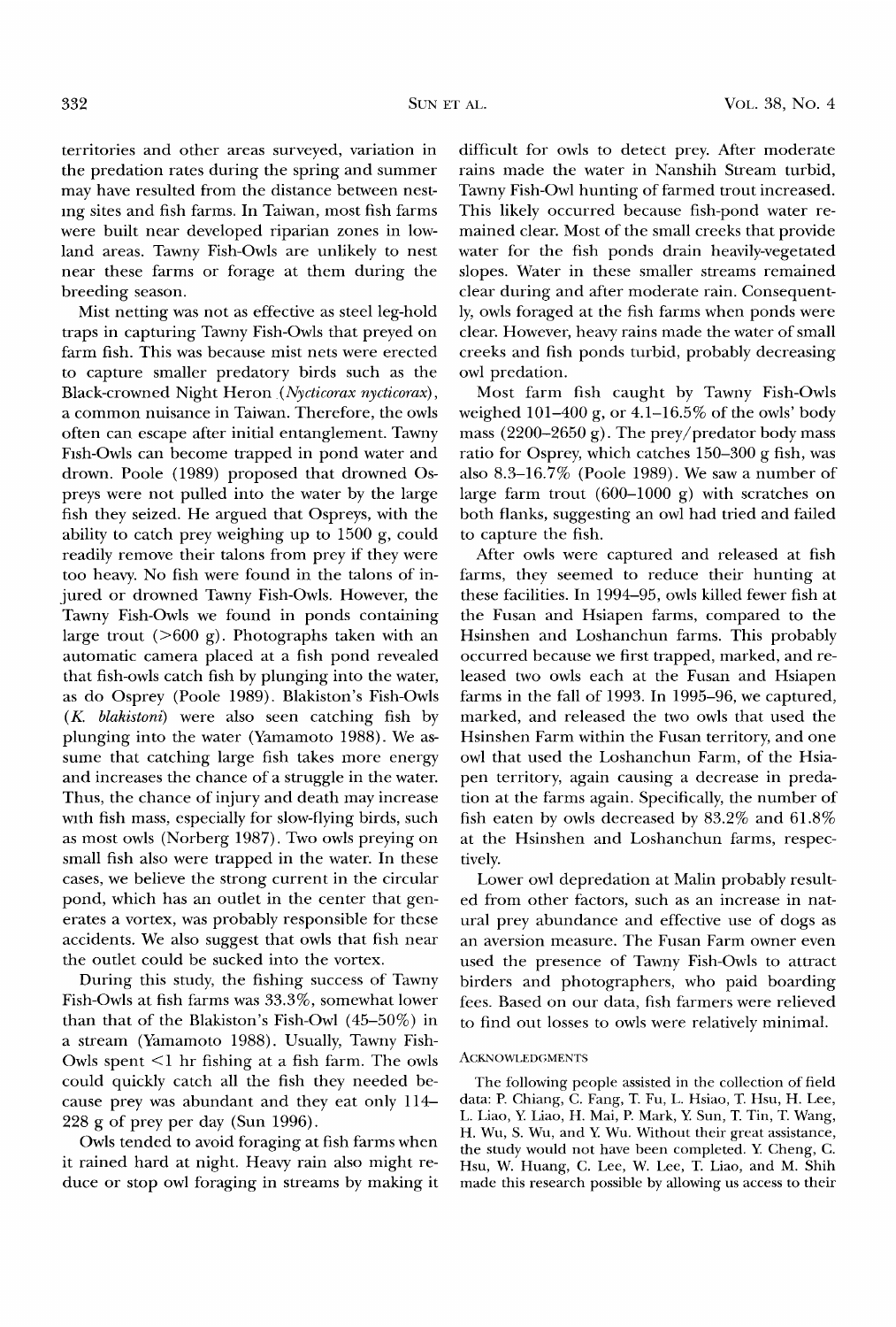territories and other areas surveyed, variation in the predation rates during the spring and summer may have resulted from the distance between nesting sites and fish farms. In Taiwan, most fish farms were built near developed riparian zones in lowland areas. Tawny Fish-Owls are unlikely to nest near these farms or forage at them during the breeding season.

Mist netting was not as effective as steel leg-hold traps in capturing Tawny Fish-Owls that preyed on farm fish. This was because mist nets were erected to capture smaller predatory birds such as the Black-crowned Night Heron (*Nycticorax nycticorax*), a common nuisance in Taiwan. Therefore, the owls often can escape after initial entanglement. Tawny Fish-Owls can become trapped in pond water and drown. Poole (1989) proposed that drowned Ospreys were not pulled into the water by the large fish they seized. He argued that Ospreys, with the ability to catch prey weighing up to 1500 g, could readily remove their talons from prey if they were too heavy. No fish were found in the talons of injured or drowned Tawny Fish-Owls. However, the Tawny Fish-Owls we found in ponds containing large trout (>600 g). Photographs taken with an automatic camera placed at a fish pond revealed that fish-owls catch fish by plunging into the water, as do Osprey (Poole 1989). Blakiston's Fish-Owls (*K. blakistoni*) were also seen catching fish by plunging into the water (Yamamoto 1988). We assume that catching large fish takes more energy and increases the chance of a struggle in the water. Thus, the chance of injury and death may increase with fish mass, especially for slow-flying birds, such as most owls (Norberg 1987). Two owls preying on small fish also were trapped in the water. In these cases, we believe the strong current in the circular pond, which has an outlet in the center that generates a vortex, was probably responsible for these accidents. We also suggest that owls that fish near the outlet could be sucked into the vortex.

During this study, the fishing success of Tawny Fish-Owls at fish farms was 33.3%, somewhat lower than that of the Blakiston's Fish-Owl (45–50%) in a stream (Yamamoto 1988). Usually, Tawny Fish-Owls spent <1 hr fishing at a fish farm. The owls could quickly catch all the fish they needed because prey was abundant and they eat only 114–228 g of prey per day (Sun 1996).

Owls tended to avoid foraging at fish farms when it rained hard at night. Heavy rain also might reduce or stop owl foraging in streams by making it difficult for owls to detect prey. After moderate rains made the water in Nanshih Stream turbid, Tawny Fish-Owl hunting of farmed trout increased. This likely occurred because fish-pond water remained clear. Most of the small creeks that provide water for the fish ponds drain heavily-vegetated slopes. Water in these smaller streams remained clear during and after moderate rain. Consequently, owls foraged at the fish farms when ponds were clear. However, heavy rains made the water of small creeks and fish ponds turbid, probably decreasing owl predation.

Most farm fish caught by Tawny Fish-Owls weighed 101–400 g, or 4.1–16.5% of the owls' body mass (2200–2650 g). The prey/predator body mass ratio for Osprey, which catches 150–300 g fish, was also 8.3–16.7% (Poole 1989). We saw a number of large farm trout (600–1000 g) with scratches on both flanks, suggesting an owl had tried and failed to capture the fish.

After owls were captured and released at fish farms, they seemed to reduce their hunting at these facilities. In 1994–95, owls killed fewer fish at the Fusan and Hsiapen farms, compared to the Hsinshen and Loshanchun farms. This probably occurred because we first trapped, marked, and released two owls each at the Fusan and Hsiapen farms in the fall of 1993. In 1995–96, we captured, marked, and released the two owls that used the Hsinshen Farm within the Fusan territory, and one owl that used the Loshanchun Farm, of the Hsiapen territory, again causing a decrease in predation at the farms again. Specifically, the number of fish eaten by owls decreased by 83.2% and 61.8% at the Hsinshen and Loshanchun farms, respectively.

Lower owl depredation at Malin probably resulted from other factors, such as an increase in natural prey abundance and effective use of dogs as an aversion measure. The Fusan Farm owner even used the presence of Tawny Fish-Owls to attract birders and photographers, who paid boarding fees. Based on our data, fish farmers were relieved to find out losses to owls were relatively minimal.

## Acknowledgments

The following people assisted in the collection of field data: P. Chiang, C. Fang, T. Fu, L. Hsiao, T. Hsu, H. Lee, L. Liao, Y. Liao, H. Mai, P. Mark, Y. Sun, T. Tin, T. Wang, H. Wu, S. Wu, and Y. Wu. Without their great assistance, the study would not have been completed. Y. Cheng, C. Hsu, W. Huang, C. Lee, W. Lee, T. Liao, and M. Shih made this research possible by allowing us access to their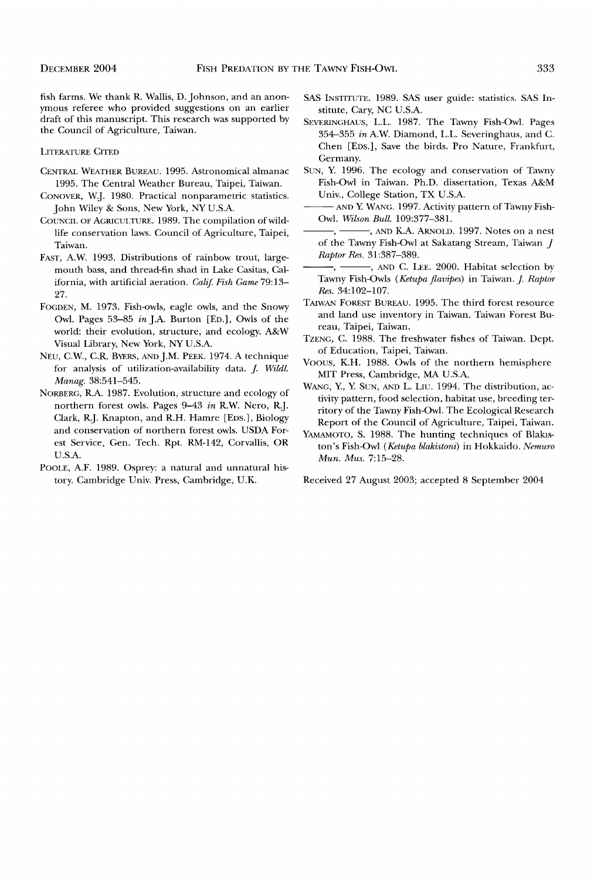fish farms. We thank R. Wallis, D. Johnson, and an anonymous referee who provided suggestions on an earlier draft of this manuscript. This research was supported by the Council of Agriculture, Taiwan.

## Literature Cited

Central Weather Bureau. 1995. Astronomical almanac 1995. The Central Weather Bureau, Taipei, Taiwan.

Conover, W.J. 1980. Practical nonparametric statistics. John Wiley & Sons, New York, NY U.S.A.

Council of Agriculture. 1989. The compilation of wildlife conservation laws. Council of Agriculture, Taipei, Taiwan.

Fast, A.W. 1993. Distributions of rainbow trout, largemouth bass, and thread-fin shad in Lake Casitas, California, with artificial aeration. *Calif. Fish Game* 79:13–27.

Fogden, M. 1973. Fish-owls, eagle owls, and the Snowy Owl. Pages 53–85 *in* J.A. Burton [Ed.], Owls of the world: their evolution, structure, and ecology. A&W Visual Library, New York, NY U.S.A.

Neu, C.W., C.R. Byers, and J.M. Peek. 1974. A technique for analysis of utilization-availability data. *J. Wildl. Manag.* 38:541–545.

Norberg, R.A. 1987. Evolution, structure and ecology of northern forest owls. Pages 9–43 *in* R.W. Nero, R.J. Clark, R.J. Knapton, and R.H. Hamre [Eds.], Biology and conservation of northern forest owls. USDA Forest Service, Gen. Tech. Rpt. RM-142, Corvallis, OR U.S.A.

Poole, A.F. 1989. Osprey: a natural and unnatural history. Cambridge Univ. Press, Cambridge, U.K.

SAS Institute. 1989. SAS user guide: statistics. SAS Institute, Cary, NC U.S.A.

Severinghaus, L.L. 1987. The Tawny Fish-Owl. Pages 354–355 *in* A.W. Diamond, L.L. Severinghaus, and C. Chen [Eds.], Save the birds. Pro Nature, Frankfurt, Germany.

Sun, Y. 1996. The ecology and conservation of Tawny Fish-Owl in Taiwan. Ph.D. dissertation, Texas A&M Univ., College Station, TX U.S.A.

——— and Y. Wang. 1997. Activity pattern of Tawny Fish-Owl. *Wilson Bull.* 109:377–381.

———, ———, and K.A. Arnold. 1997. Notes on a nest of the Tawny Fish-Owl at Sakatang Stream, Taiwan *J Raptor Res.* 31:387–389.

———, ———, and C. Lee. 2000. Habitat selection by Tawny Fish-Owls (*Ketupa flavipes*) in Taiwan. *J. Raptor Res.* 34:102–107.

Taiwan Forest Bureau. 1995. The third forest resource and land use inventory in Taiwan. Taiwan Forest Bureau, Taipei, Taiwan.

Tzeng, C. 1988. The freshwater fishes of Taiwan. Dept. of Education, Taipei, Taiwan.

Voous, K.H. 1988. Owls of the northern hemisphere MIT Press, Cambridge, MA U.S.A.

Wang, Y., Y. Sun, and L. Liu. 1994. The distribution, activity pattern, food selection, habitat use, breeding territory of the Tawny Fish-Owl. The Ecological Research Report of the Council of Agriculture, Taipei, Taiwan.

Yamamoto, S. 1988. The hunting techniques of Blakiston's Fish-Owl (*Ketupa blakistoni*) in Hokkaido. *Nemuro Mun. Mus.* 7:15–28.

Received 27 August 2003; accepted 8 September 2004